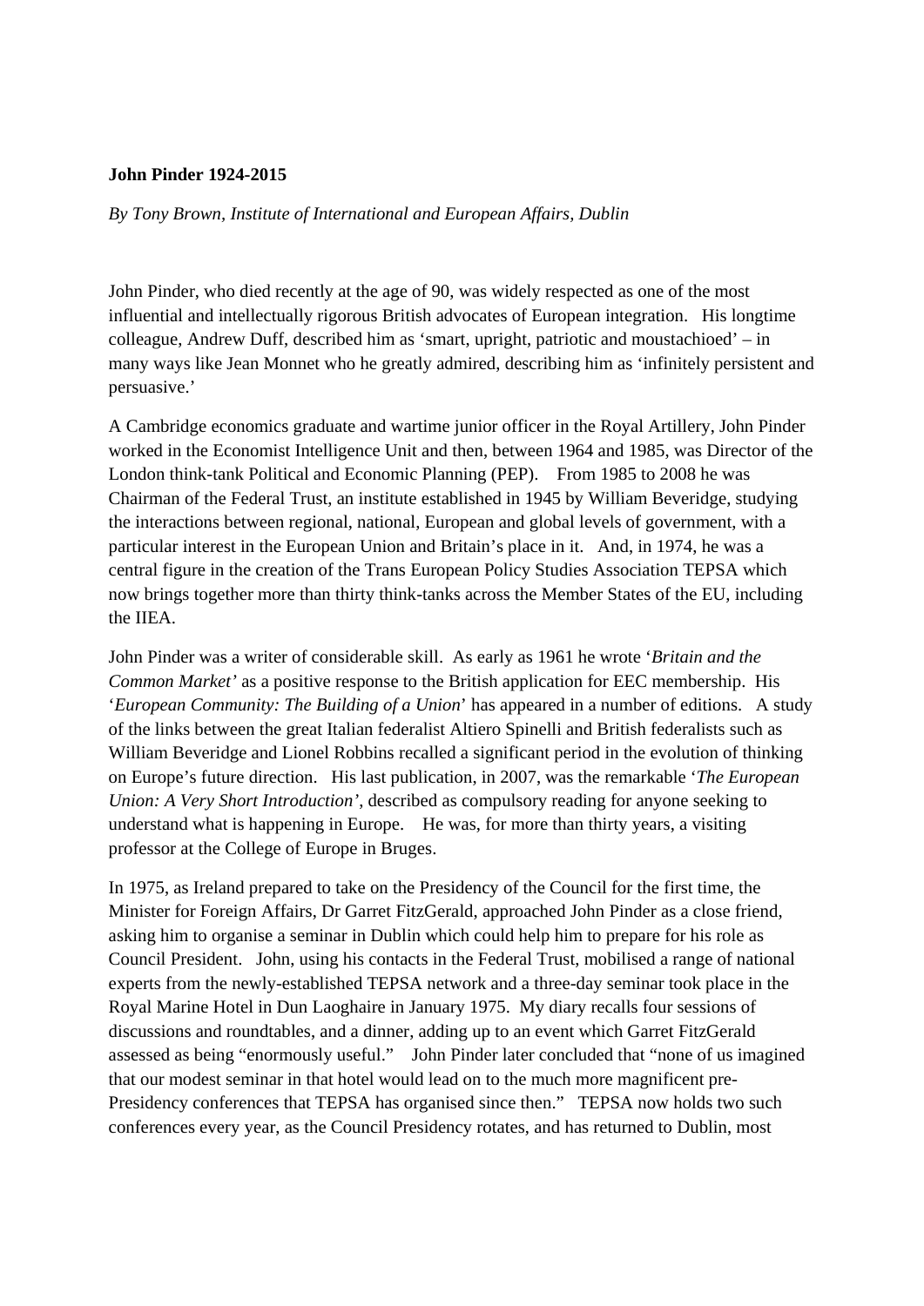**John Pinder 1924-2015**

*By Tony Brown, Institute of International and European Affairs, Dublin*

John Pinder, who died recently at the age of 90, was widely respected as one of the most influential and intellectually rigorous British advocates of European integration. His longtime colleague, Andrew Duff, described him as 'smart, upright, patriotic and moustachioed' – in many ways like Jean Monnet who he greatly admired, describing him as 'infinitely persistent and persuasive.'

A Cambridge economics graduate and wartime junior officer in the Royal Artillery, John Pinder worked in the Economist Intelligence Unit and then, between 1964 and 1985, was Director of the London think-tank Political and Economic Planning (PEP). From 1985 to 2008 he was Chairman of the Federal Trust, an institute established in 1945 by William Beveridge, studying the interactions between regional, national, European and global levels of government, with a particular interest in the European Union and Britain's place in it. And, in 1974, he was a central figure in the creation of the Trans European Policy Studies Association TEPSA which now brings together more than thirty think-tanks across the Member States of the EU, including the IIEA.

John Pinder was a writer of considerable skill. As early as 1961 he wrote '*Britain and the Common Market'* as a positive response to the British application for EEC membership. His '*European Community: The Building of a Union*' has appeared in a number of editions. A study of the links between the great Italian federalist Altiero Spinelli and British federalists such as William Beveridge and Lionel Robbins recalled a significant period in the evolution of thinking on Europe's future direction. His last publication, in 2007, was the remarkable '*The European Union: A Very Short Introduction'*, described as compulsory reading for anyone seeking to understand what is happening in Europe. He was, for more than thirty years, a visiting professor at the College of Europe in Bruges.

In 1975, as Ireland prepared to take on the Presidency of the Council for the first time, the Minister for Foreign Affairs, Dr Garret FitzGerald, approached John Pinder as a close friend, asking him to organise a seminar in Dublin which could help him to prepare for his role as Council President. John, using his contacts in the Federal Trust, mobilised a range of national experts from the newly-established TEPSA network and a three-day seminar took place in the Royal Marine Hotel in Dun Laoghaire in January 1975. My diary recalls four sessions of discussions and roundtables, and a dinner, adding up to an event which Garret FitzGerald assessed as being "enormously useful." John Pinder later concluded that "none of us imagined that our modest seminar in that hotel would lead on to the much more magnificent pre-Presidency conferences that TEPSA has organised since then." TEPSA now holds two such conferences every year, as the Council Presidency rotates, and has returned to Dublin, most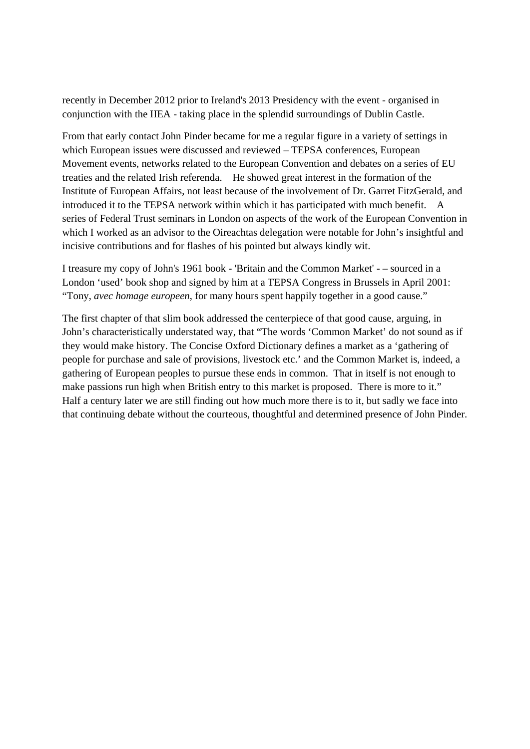recently in December 2012 prior to Ireland's 2013 Presidency with the event - organised in conjunction with the IIEA - taking place in the splendid surroundings of Dublin Castle.

From that early contact John Pinder became for me a regular figure in a variety of settings in which European issues were discussed and reviewed – TEPSA conferences, European Movement events, networks related to the European Convention and debates on a series of EU treaties and the related Irish referenda. He showed great interest in the formation of the Institute of European Affairs, not least because of the involvement of Dr. Garret FitzGerald, and introduced it to the TEPSA network within which it has participated with much benefit. A series of Federal Trust seminars in London on aspects of the work of the European Convention in which I worked as an advisor to the Oireachtas delegation were notable for John's insightful and incisive contributions and for flashes of his pointed but always kindly wit.

I treasure my copy of John's 1961 book - 'Britain and the Common Market' - – sourced in a London 'used' book shop and signed by him at a TEPSA Congress in Brussels in April 2001: "Tony, *avec homage europeen*, for many hours spent happily together in a good cause."

The first chapter of that slim book addressed the centerpiece of that good cause, arguing, in John's characteristically understated way, that "The words 'Common Market' do not sound as if they would make history. The Concise Oxford Dictionary defines a market as a 'gathering of people for purchase and sale of provisions, livestock etc.' and the Common Market is, indeed, a gathering of European peoples to pursue these ends in common. That in itself is not enough to make passions run high when British entry to this market is proposed. There is more to it." Half a century later we are still finding out how much more there is to it, but sadly we face into that continuing debate without the courteous, thoughtful and determined presence of John Pinder.